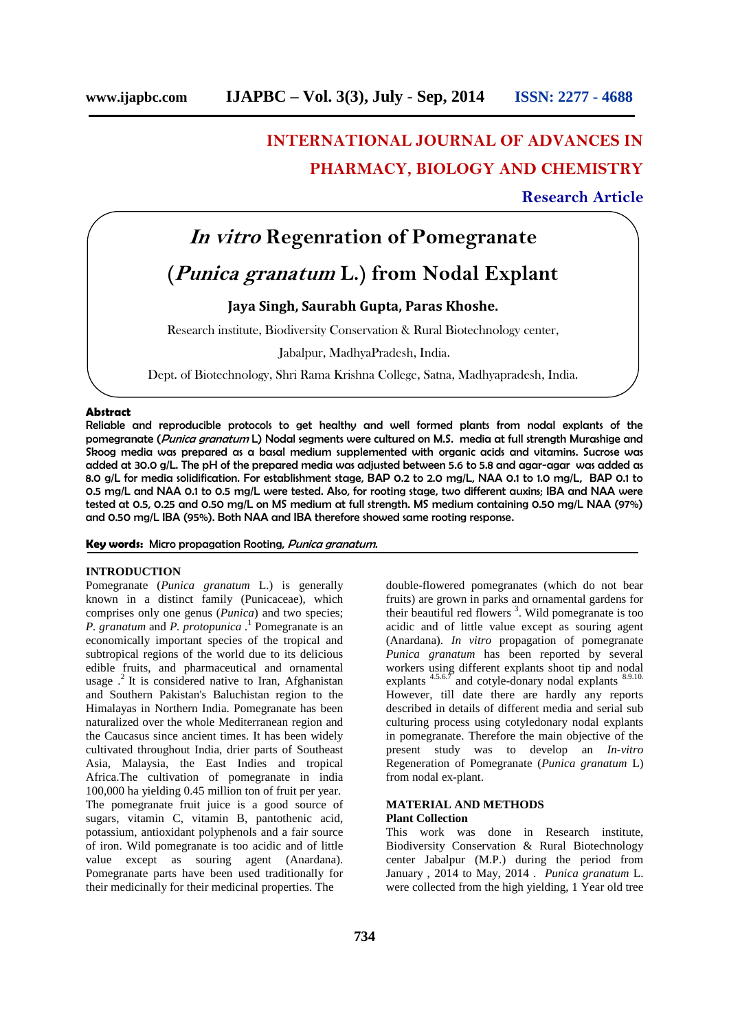# INTERNATIONAL JOURNAL OF ADVANCES IN PHARMACY, BIOLOGY AND CHEMISTRY

**Research Article**

# *In vitro* Regenration of Pomegranate (*Punica granatum* L.) from Nodal Explant

**Jaya Singh, Saurabh Gupta, Paras Khoshe.**

Research institute, Biodiversity Conservation & Rural Biotechnology center, Jabalpur, MadhyaPradesh, India.

Dept. of Biotechnology, Shri Rama Krishna College, Satna, Madhyapradesh, India.

**Abstract**

**Reliable and reproducible protocols to get healthy and well formed plants from nodal explants of the pomegranate (*Punica granatum* L) Nodal segments were cultured on M.S. media at full strength Murashige and Skoog media was prepared as a basal medium supplemented with organic acids and vitamins. Sucrose was added at 30.0 g/L. The pH of the prepared media was adjusted between 5.6 to 5.8 and agar-agar was added as 8.0 g/L for media solidification. For establishment stage, BAP 0.2 to 2.0 mg/L, NAA 0.1 to 1.0 mg/L, BAP 0.1 to 0.5 mg/L and NAA 0.1 to 0.5 mg/L were tested. Also, for rooting stage, two different auxins; IBA and NAA were tested at 0.5, 0.25 and 0.50 mg/L on MS medium at full strength. MS medium containing 0.50 mg/L NAA (97%) and 0.50 mg/L IBA (95%). Both NAA and IBA therefore showed same rooting response.**

**Key words:** Micro propagation Rooting, *Punica granatum.*

## INTRODUCTION

Pomegranate (*Punica granatum* L.) is generally known in a distinct family (Punicaceae), which comprises only one genus (*Punica*) and two species; *P. granatum* and *P. protopunica* .[1] Pomegranate is an economically important species of the tropical and subtropical regions of the world due to its delicious edible fruits, and pharmaceutical and ornamental usage .[2] It is considered native to Iran, Afghanistan and Southern Pakistan's Baluchistan region to the Himalayas in Northern India. Pomegranate has been naturalized over the whole Mediterranean region and the Caucasus since ancient times. It has been widely cultivated throughout India, drier parts of Southeast Asia, Malaysia, the East Indies and tropical Africa.The cultivation of pomegranate in india 100,000 ha yielding 0.45 million ton of fruit per year. The pomegranate fruit juice is a good source of sugars, vitamin C, vitamin B, pantothenic acid, potassium, antioxidant polyphenols and a fair source of iron. Wild pomegranate is too acidic and of little value except as souring agent (Anardana). Pomegranate parts have been used traditionally for their medicinally for their medicinal properties. The double-flowered pomegranates (which do not bear fruits) are grown in parks and ornamental gardens for their beautiful red flowers [3]. Wild pomegranate is too acidic and of little value except as souring agent (Anardana). *In vitro* propagation of pomegranate *Punica granatum* has been reported by several workers using different explants shoot tip and nodal explants [4.5.6.7] and cotyle-donary nodal explants [8.9.10.] However, till date there are hardly any reports described in details of different media and serial sub culturing process using cotyledonary nodal explants in pomegranate. Therefore the main objective of the present study was to develop an *In-vitro* Regeneration of Pomegranate (*Punica granatum* L) from nodal ex-plant.

## MATERIAL AND METHODS

### Plant Collection

This work was done in Research institute, Biodiversity Conservation & Rural Biotechnology center Jabalpur (M.P.) during the period from January , 2014 to May, 2014 . *Punica granatum* L. were collected from the high yielding, 1 Year old tree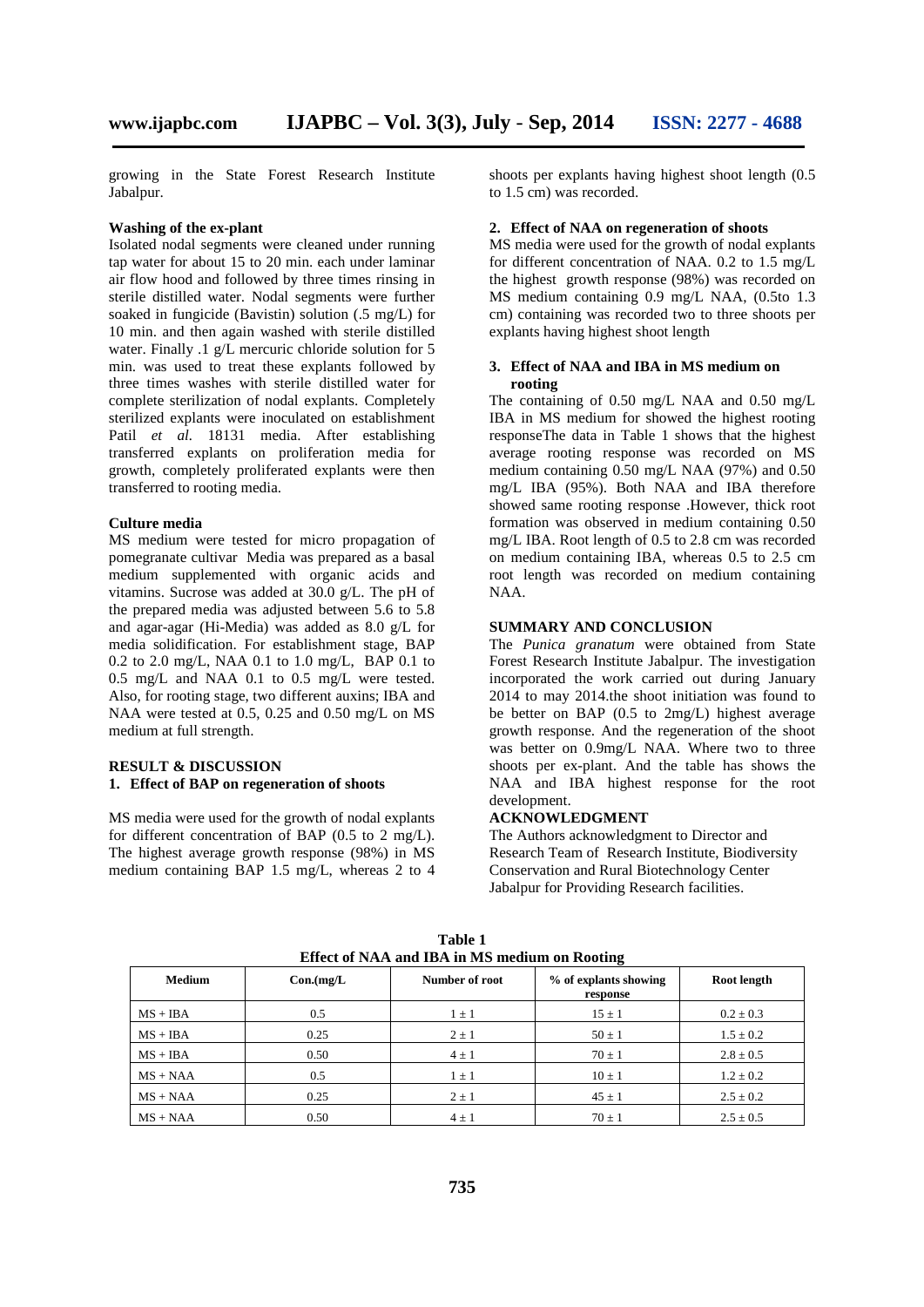growing in the State Forest Research Institute Jabalpur.

#### Washing of the ex-plant

Isolated nodal segments were cleaned under running tap water for about 15 to 20 min. each under laminar air flow hood and followed by three times rinsing in sterile distilled water. Nodal segments were further soaked in fungicide (Bavistin) solution (.5 mg/L) for 10 min. and then again washed with sterile distilled water. Finally .1 g/L mercuric chloride solution for 5 min. was used to treat these explants followed by three times washes with sterile distilled water for complete sterilization of nodal explants. Completely sterilized explants were inoculated on establishment Patil *et al.* 18131 media. After establishing transferred explants on proliferation media for growth, completely proliferated explants were then transferred to rooting media.

#### Culture media

MS medium were tested for micro propagation of pomegranate cultivar Media was prepared as a basal medium supplemented with organic acids and vitamins. Sucrose was added at 30.0 g/L. The pH of the prepared media was adjusted between 5.6 to 5.8 and agar-agar (Hi-Media) was added as 8.0 g/L for media solidification. For establishment stage, BAP 0.2 to 2.0 mg/L, NAA 0.1 to 1.0 mg/L, BAP 0.1 to 0.5 mg/L and NAA 0.1 to 0.5 mg/L were tested. Also, for rooting stage, two different auxins; IBA and NAA were tested at 0.5, 0.25 and 0.50 mg/L on MS medium at full strength.

## RESULT & DISCUSSION

### 1. Effect of BAP on regeneration of shoots

MS media were used for the growth of nodal explants for different concentration of BAP (0.5 to 2 mg/L). The highest average growth response (98%) in MS medium containing BAP 1.5 mg/L, whereas 2 to 4 shoots per explants having highest shoot length (0.5 to 1.5 cm) was recorded.

### 2. Effect of NAA on regeneration of shoots

MS media were used for the growth of nodal explants for different concentration of NAA. 0.2 to 1.5 mg/L the highest growth response (98%) was recorded on MS medium containing 0.9 mg/L NAA, (0.5to 1.3 cm) containing was recorded two to three shoots per explants having highest shoot length

### 3. Effect of NAA and IBA in MS medium on rooting

The containing of 0.50 mg/L NAA and 0.50 mg/L IBA in MS medium for showed the highest rooting responseThe data in Table 1 shows that the highest average rooting response was recorded on MS medium containing 0.50 mg/L NAA (97%) and 0.50 mg/L IBA (95%). Both NAA and IBA therefore showed same rooting response .However, thick root formation was observed in medium containing 0.50 mg/L IBA. Root length of 0.5 to 2.8 cm was recorded on medium containing IBA, whereas 0.5 to 2.5 cm root length was recorded on medium containing NAA.

## SUMMARY AND CONCLUSION

The *Punica granatum* were obtained from State Forest Research Institute Jabalpur. The investigation incorporated the work carried out during January 2014 to may 2014.the shoot initiation was found to be better on BAP (0.5 to 2mg/L) highest average growth response. And the regeneration of the shoot was better on 0.9mg/L NAA. Where two to three shoots per ex-plant. And the table has shows the NAA and IBA highest response for the root development.

## ACKNOWLEDGMENT

The Authors acknowledgment to Director and Research Team of Research Institute, Biodiversity Conservation and Rural Biotechnology Center Jabalpur for Providing Research facilities.

**Table 1**
**Effect of NAA and IBA in MS medium on Rooting**

| Medium | Con.(mg/L | Number of root | % of explants showing response | Root length |
|---|---|---|---|---|
| MS + IBA | 0.5 | 1 ± 1 | 15 ± 1 | 0.2 ± 0.3 |
| MS + IBA | 0.25 | 2 ± 1 | 50 ± 1 | 1.5 ± 0.2 |
| MS + IBA | 0.50 | 4 ± 1 | 70 ± 1 | 2.8 ± 0.5 |
| MS + NAA | 0.5 | 1 ± 1 | 10 ± 1 | 1.2 ± 0.2 |
| MS + NAA | 0.25 | 2 ± 1 | 45 ± 1 | 2.5 ± 0.2 |
| MS + NAA | 0.50 | 4 ± 1 | 70 ± 1 | 2.5 ± 0.5 |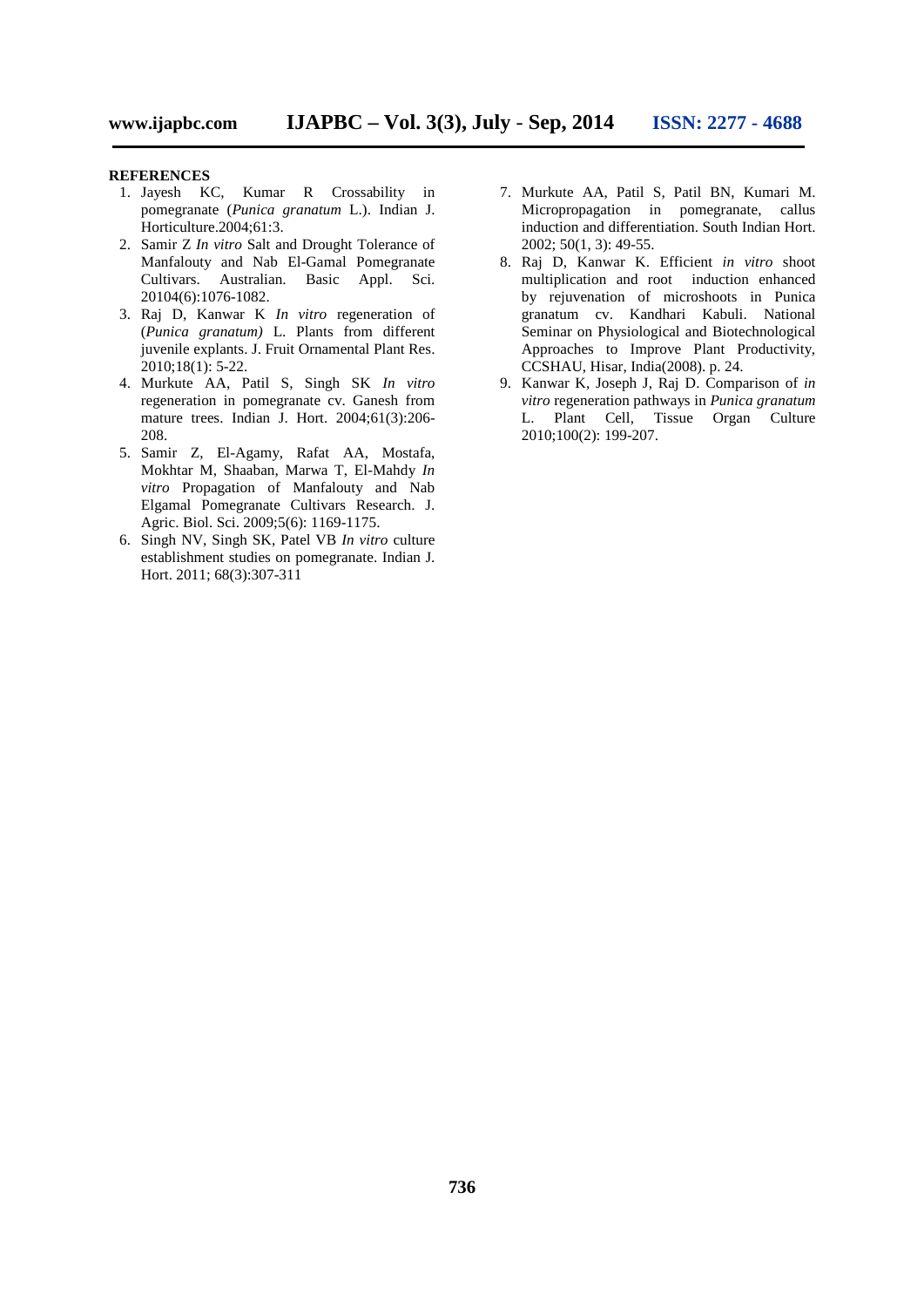**REFERENCES**

1. Jayesh KC, Kumar R Crossability in pomegranate (*Punica granatum* L.). Indian J. Horticulture.2004;61:3.
2. Samir Z *In vitro* Salt and Drought Tolerance of Manfalouty and Nab El-Gamal Pomegranate Cultivars. Australian. Basic Appl. Sci. 20104(6):1076-1082.
3. Raj D, Kanwar K *In vitro* regeneration of (*Punica granatum)* L. Plants from different juvenile explants. J. Fruit Ornamental Plant Res. 2010;18(1): 5-22.
4. Murkute AA, Patil S, Singh SK *In vitro* regeneration in pomegranate cv. Ganesh from mature trees. Indian J. Hort. 2004;61(3):206-208.
5. Samir Z, El-Agamy, Rafat AA, Mostafa, Mokhtar M, Shaaban, Marwa T, El-Mahdy *In vitro* Propagation of Manfalouty and Nab Elgamal Pomegranate Cultivars Research. J. Agric. Biol. Sci. 2009;5(6): 1169-1175.
6. Singh NV, Singh SK, Patel VB *In vitro* culture establishment studies on pomegranate. Indian J. Hort. 2011; 68(3):307-311
7. Murkute AA, Patil S, Patil BN, Kumari M. Micropropagation in pomegranate, callus induction and differentiation. South Indian Hort. 2002; 50(1, 3): 49-55.
8. Raj D, Kanwar K. Efficient *in vitro* shoot multiplication and root induction enhanced by rejuvenation of microshoots in Punica granatum cv. Kandhari Kabuli. National Seminar on Physiological and Biotechnological Approaches to Improve Plant Productivity, CCSHAU, Hisar, India(2008). p. 24.
9. Kanwar K, Joseph J, Raj D. Comparison of *in vitro* regeneration pathways in *Punica granatum* L. Plant Cell, Tissue Organ Culture 2010;100(2): 199-207.